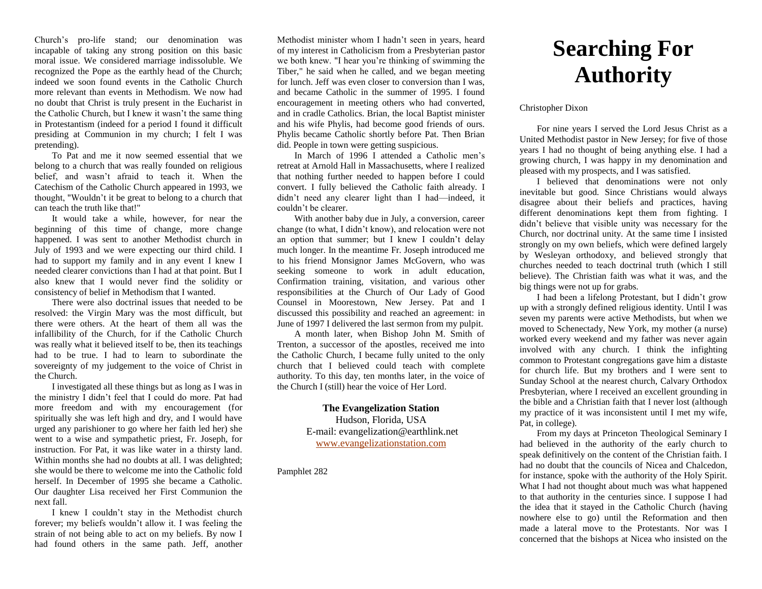Church's pro-life stand; our denomination was incapable of taking any strong position on this basic moral issue. We considered marriage indissoluble. We recognized the Pope as the earthly head of the Church; indeed we soon found events in the Catholic Church more relevant than events in Methodism. We now had no doubt that Christ is truly present in the Eucharist in the Catholic Church, but I knew it wasn't the same thing in Protestantism (indeed for a period I found it difficult presiding at Communion in my church; I felt I was pretending).

To Pat and me it now seemed essential that we belong to a church that was really founded on religious belief, and wasn't afraid to teach it. When the Catechism of the Catholic Church appeared in 1993, we thought, "Wouldn't it be great to belong to a church that can teach the truth like that!"

It would take a while, however, for near the beginning of this time of change, more change happened. I was sent to another Methodist church in July of 1993 and we were expecting our third child. I had to support my family and in any event I knew I needed clearer convictions than I had at that point. But I also knew that I would never find the solidity or consistency of belief in Methodism that I wanted.

There were also doctrinal issues that needed to be resolved: the Virgin Mary was the most difficult, but there were others. At the heart of them all was the infallibility of the Church, for if the Catholic Church was really what it believed itself to be, then its teachings had to be true. I had to learn to subordinate the sovereignty of my judgement to the voice of Christ in the Church.

I investigated all these things but as long as I was in the ministry I didn't feel that I could do more. Pat had more freedom and with my encouragement (for spiritually she was left high and dry, and I would have urged any parishioner to go where her faith led her) she went to a wise and sympathetic priest, Fr. Joseph, for instruction. For Pat, it was like water in a thirsty land. Within months she had no doubts at all. I was delighted; she would be there to welcome me into the Catholic fold herself. In December of 1995 she became a Catholic. Our daughter Lisa received her First Communion the next fall.

I knew I couldn't stay in the Methodist church forever; my beliefs wouldn't allow it. I was feeling the strain of not being able to act on my beliefs. By now I had found others in the same path. Jeff, another Methodist minister whom I hadn't seen in years, heard of my interest in Catholicism from a Presbyterian pastor we both knew. "I hear you're thinking of swimming the Tiber," he said when he called, and we began meeting for lunch. Jeff was even closer to conversion than I was, and became Catholic in the summer of 1995. I found encouragement in meeting others who had converted, and in cradle Catholics. Brian, the local Baptist minister and his wife Phylis, had become good friends of ours. Phylis became Catholic shortly before Pat. Then Brian did. People in town were getting suspicious.

In March of 1996 I attended a Catholic men's retreat at Arnold Hall in Massachusetts, where I realized that nothing further needed to happen before I could convert. I fully believed the Catholic faith already. I didn't need any clearer light than I had—indeed, it couldn't be clearer.

With another baby due in July, a conversion, career change (to what, I didn't know), and relocation were not an option that summer; but I knew I couldn't delay much longer. In the meantime Fr. Joseph introduced me to his friend Monsignor James McGovern, who was seeking someone to work in adult education, Confirmation training, visitation, and various other responsibilities at the Church of Our Lady of Good Counsel in Moorestown, New Jersey. Pat and I discussed this possibility and reached an agreement: in June of 1997 I delivered the last sermon from my pulpit.

A month later, when Bishop John M. Smith of Trenton, a successor of the apostles, received me into the Catholic Church, I became fully united to the only church that I believed could teach with complete authority. To this day, ten months later, in the voice of the Church I (still) hear the voice of Her Lord.

**The Evangelization Station**
Hudson, Florida, USA
E-mail: evangelization@earthlink.net
www.evangelizationstation.com

Pamphlet 282

# Searching For Authority

Christopher Dixon

For nine years I served the Lord Jesus Christ as a United Methodist pastor in New Jersey; for five of those years I had no thought of being anything else. I had a growing church, I was happy in my denomination and pleased with my prospects, and I was satisfied.

I believed that denominations were not only inevitable but good. Since Christians would always disagree about their beliefs and practices, having different denominations kept them from fighting. I didn't believe that visible unity was necessary for the Church, nor doctrinal unity. At the same time I insisted strongly on my own beliefs, which were defined largely by Wesleyan orthodoxy, and believed strongly that churches needed to teach doctrinal truth (which I still believe). The Christian faith was what it was, and the big things were not up for grabs.

I had been a lifelong Protestant, but I didn't grow up with a strongly defined religious identity. Until I was seven my parents were active Methodists, but when we moved to Schenectady, New York, my mother (a nurse) worked every weekend and my father was never again involved with any church. I think the infighting common to Protestant congregations gave him a distaste for church life. But my brothers and I were sent to Sunday School at the nearest church, Calvary Orthodox Presbyterian, where I received an excellent grounding in the bible and a Christian faith that I never lost (although my practice of it was inconsistent until I met my wife, Pat, in college).

From my days at Princeton Theological Seminary I had believed in the authority of the early church to speak definitively on the content of the Christian faith. I had no doubt that the councils of Nicea and Chalcedon, for instance, spoke with the authority of the Holy Spirit. What I had not thought about much was what happened to that authority in the centuries since. I suppose I had the idea that it stayed in the Catholic Church (having nowhere else to go) until the Reformation and then made a lateral move to the Protestants. Nor was I concerned that the bishops at Nicea who insisted on the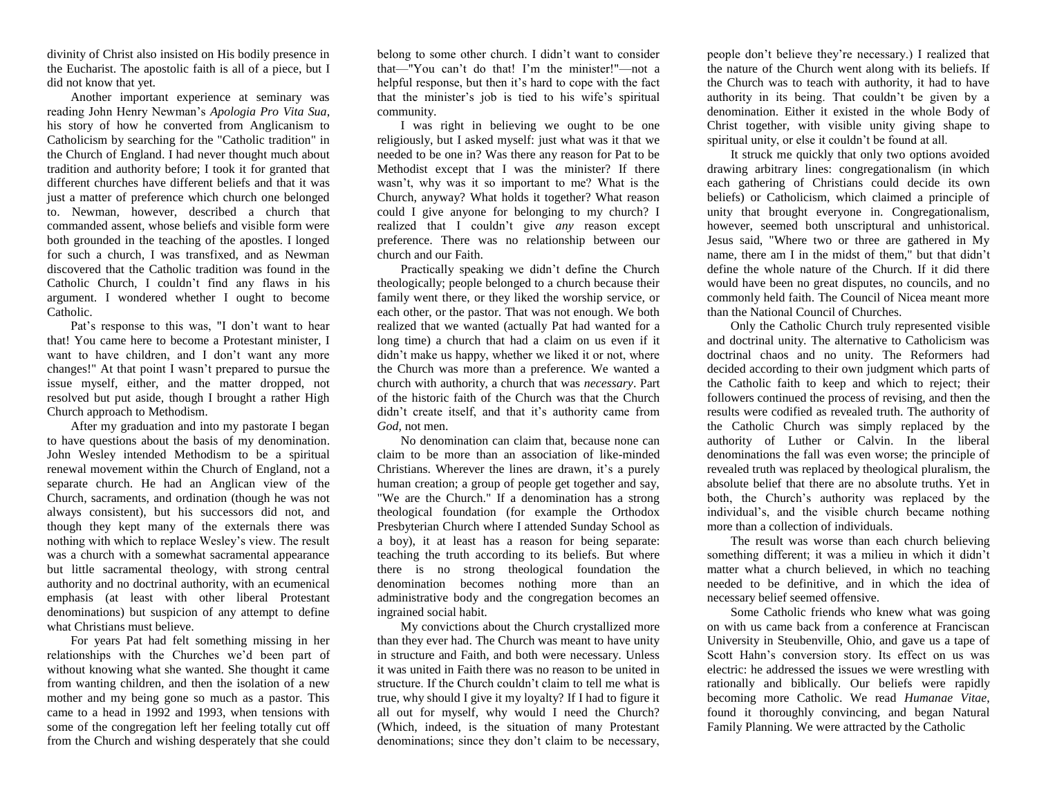divinity of Christ also insisted on His bodily presence in the Eucharist. The apostolic faith is all of a piece, but I did not know that yet.

Another important experience at seminary was reading John Henry Newman's *Apologia Pro Vita Sua*, his story of how he converted from Anglicanism to Catholicism by searching for the "Catholic tradition" in the Church of England. I had never thought much about tradition and authority before; I took it for granted that different churches have different beliefs and that it was just a matter of preference which church one belonged to. Newman, however, described a church that commanded assent, whose beliefs and visible form were both grounded in the teaching of the apostles. I longed for such a church, I was transfixed, and as Newman discovered that the Catholic tradition was found in the Catholic Church, I couldn't find any flaws in his argument. I wondered whether I ought to become Catholic.

Pat's response to this was, "I don't want to hear that! You came here to become a Protestant minister, I want to have children, and I don't want any more changes!" At that point I wasn't prepared to pursue the issue myself, either, and the matter dropped, not resolved but put aside, though I brought a rather High Church approach to Methodism.

After my graduation and into my pastorate I began to have questions about the basis of my denomination. John Wesley intended Methodism to be a spiritual renewal movement within the Church of England, not a separate church. He had an Anglican view of the Church, sacraments, and ordination (though he was not always consistent), but his successors did not, and though they kept many of the externals there was nothing with which to replace Wesley's view. The result was a church with a somewhat sacramental appearance but little sacramental theology, with strong central authority and no doctrinal authority, with an ecumenical emphasis (at least with other liberal Protestant denominations) but suspicion of any attempt to define what Christians must believe.

For years Pat had felt something missing in her relationships with the Churches we'd been part of without knowing what she wanted. She thought it came from wanting children, and then the isolation of a new mother and my being gone so much as a pastor. This came to a head in 1992 and 1993, when tensions with some of the congregation left her feeling totally cut off from the Church and wishing desperately that she could belong to some other church. I didn't want to consider that—"You can't do that! I'm the minister!"—not a helpful response, but then it's hard to cope with the fact that the minister's job is tied to his wife's spiritual community.

I was right in believing we ought to be one religiously, but I asked myself: just what was it that we needed to be one in? Was there any reason for Pat to be Methodist except that I was the minister? If there wasn't, why was it so important to me? What is the Church, anyway? What holds it together? What reason could I give anyone for belonging to my church? I realized that I couldn't give *any* reason except preference. There was no relationship between our church and our Faith.

Practically speaking we didn't define the Church theologically; people belonged to a church because their family went there, or they liked the worship service, or each other, or the pastor. That was not enough. We both realized that we wanted (actually Pat had wanted for a long time) a church that had a claim on us even if it didn't make us happy, whether we liked it or not, where the Church was more than a preference. We wanted a church with authority, a church that was *necessary*. Part of the historic faith of the Church was that the Church didn't create itself, and that it's authority came from *God*, not men.

No denomination can claim that, because none can claim to be more than an association of like-minded Christians. Wherever the lines are drawn, it's a purely human creation; a group of people get together and say, "We are the Church." If a denomination has a strong theological foundation (for example the Orthodox Presbyterian Church where I attended Sunday School as a boy), it at least has a reason for being separate: teaching the truth according to its beliefs. But where there is no strong theological foundation the denomination becomes nothing more than an administrative body and the congregation becomes an ingrained social habit.

My convictions about the Church crystallized more than they ever had. The Church was meant to have unity in structure and Faith, and both were necessary. Unless it was united in Faith there was no reason to be united in structure. If the Church couldn't claim to tell me what is true, why should I give it my loyalty? If I had to figure it all out for myself, why would I need the Church? (Which, indeed, is the situation of many Protestant denominations; since they don't claim to be necessary, people don't believe they're necessary.) I realized that the nature of the Church went along with its beliefs. If the Church was to teach with authority, it had to have authority in its being. That couldn't be given by a denomination. Either it existed in the whole Body of Christ together, with visible unity giving shape to spiritual unity, or else it couldn't be found at all.

It struck me quickly that only two options avoided drawing arbitrary lines: congregationalism (in which each gathering of Christians could decide its own beliefs) or Catholicism, which claimed a principle of unity that brought everyone in. Congregationalism, however, seemed both unscriptural and unhistorical. Jesus said, "Where two or three are gathered in My name, there am I in the midst of them," but that didn't define the whole nature of the Church. If it did there would have been no great disputes, no councils, and no commonly held faith. The Council of Nicea meant more than the National Council of Churches.

Only the Catholic Church truly represented visible and doctrinal unity. The alternative to Catholicism was doctrinal chaos and no unity. The Reformers had decided according to their own judgment which parts of the Catholic faith to keep and which to reject; their followers continued the process of revising, and then the results were codified as revealed truth. The authority of the Catholic Church was simply replaced by the authority of Luther or Calvin. In the liberal denominations the fall was even worse; the principle of revealed truth was replaced by theological pluralism, the absolute belief that there are no absolute truths. Yet in both, the Church's authority was replaced by the individual's, and the visible church became nothing more than a collection of individuals.

The result was worse than each church believing something different; it was a milieu in which it didn't matter what a church believed, in which no teaching needed to be definitive, and in which the idea of necessary belief seemed offensive.

Some Catholic friends who knew what was going on with us came back from a conference at Franciscan University in Steubenville, Ohio, and gave us a tape of Scott Hahn's conversion story. Its effect on us was electric: he addressed the issues we were wrestling with rationally and biblically. Our beliefs were rapidly becoming more Catholic. We read *Humanae Vitae*, found it thoroughly convincing, and began Natural Family Planning. We were attracted by the Catholic